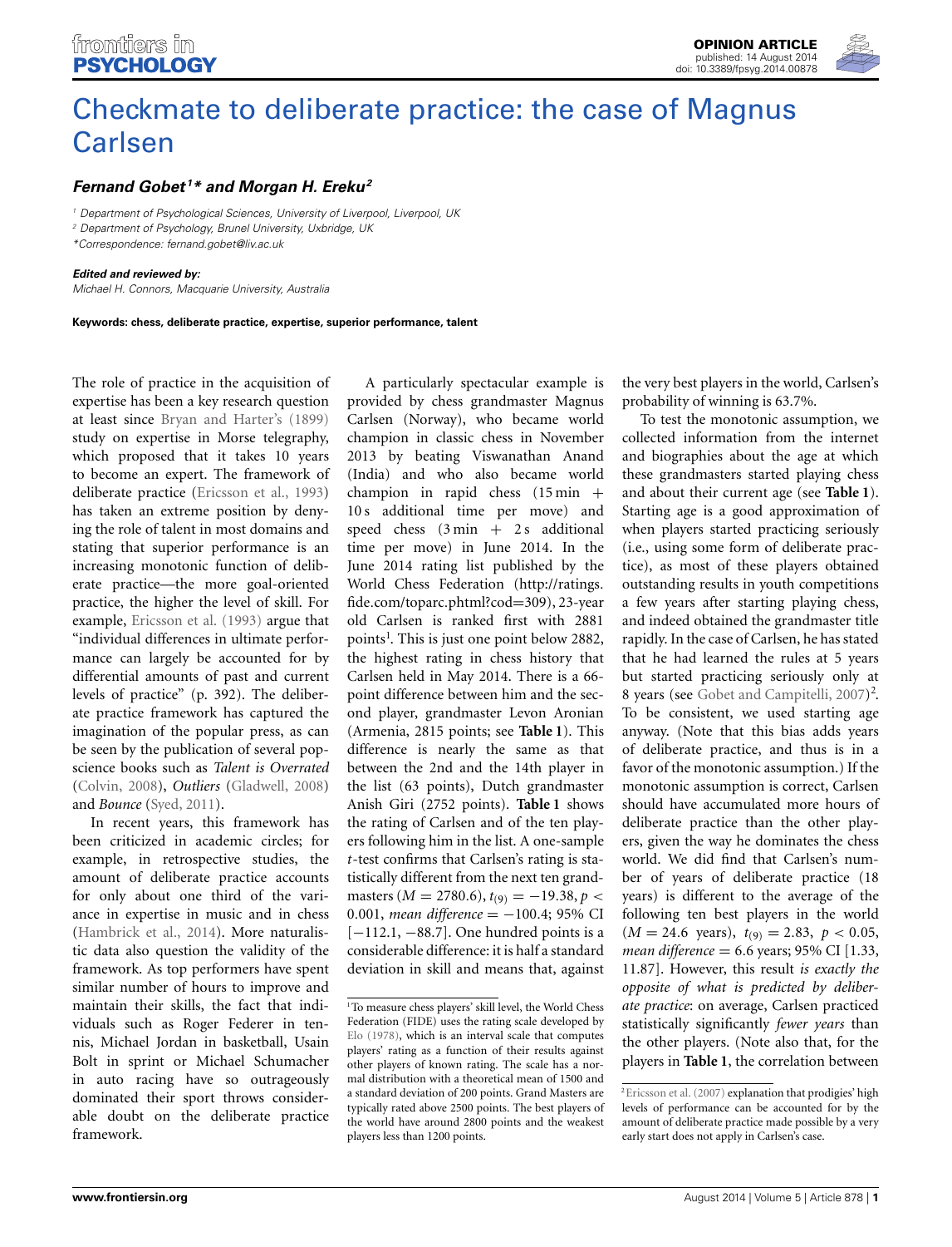# Checkmate to deliberate practice: the case of Magnus Carlsen

***Fernand Gobet*[1]* * *and Morgan H. Ereku*[2]*

[1] Department of Psychological Sciences, University of Liverpool, Liverpool, UK
[2] Department of Psychology, Brunel University, Uxbridge, UK
*Correspondence: fernand.gobet@liv.ac.uk

***Edited and reviewed by:***
*Michael H. Connors, Macquarie University, Australia*

**Keywords: chess, deliberate practice, expertise, superior performance, talent**

The role of practice in the acquisition of expertise has been a key research question at least since Bryan and Harter's (1899) study on expertise in Morse telegraphy, which proposed that it takes 10 years to become an expert. The framework of deliberate practice (Ericsson et al., 1993) has taken an extreme position by denying the role of talent in most domains and stating that superior performance is an increasing monotonic function of deliberate practice—the more goal-oriented practice, the higher the level of skill. For example, Ericsson et al. (1993) argue that "individual differences in ultimate performance can largely be accounted for by differential amounts of past and current levels of practice" (p. 392). The deliberate practice framework has captured the imagination of the popular press, as can be seen by the publication of several popscience books such as *Talent is Overrated* (Colvin, 2008), *Outliers* (Gladwell, 2008) and *Bounce* (Syed, 2011).

In recent years, this framework has been criticized in academic circles; for example, in retrospective studies, the amount of deliberate practice accounts for only about one third of the variance in expertise in music and in chess (Hambrick et al., 2014). More naturalistic data also question the validity of the framework. As top performers have spent similar number of hours to improve and maintain their skills, the fact that individuals such as Roger Federer in tennis, Michael Jordan in basketball, Usain Bolt in sprint or Michael Schumacher in auto racing have so outrageously dominated their sport throws considerable doubt on the deliberate practice framework.

A particularly spectacular example is provided by chess grandmaster Magnus Carlsen (Norway), who became world champion in classic chess in November 2013 by beating Viswanathan Anand (India) and who also became world champion in rapid chess (15 min + 10 s additional time per move) and speed chess (3 min + 2 s additional time per move) in June 2014. In the June 2014 rating list published by the World Chess Federation (http://ratings.fide.com/toparc.phtml?cod=309), 23-year old Carlsen is ranked first with 2881 points[1]. This is just one point below 2882, the highest rating in chess history that Carlsen held in May 2014. There is a 66-point difference between him and the second player, grandmaster Levon Aronian (Armenia, 2815 points; see **Table 1**). This difference is nearly the same as that between the 2nd and the 14th player in the list (63 points), Dutch grandmaster Anish Giri (2752 points). **Table 1** shows the rating of Carlsen and of the ten players following him in the list. A one-sample *t*-test confirms that Carlsen's rating is statistically different from the next ten grandmasters ($M = 2780.6$), $t_{(9)} = -19.38$, $p < 0.001$, *mean difference* $= -100.4$; 95% CI [$-112.1$, $-88.7$]. One hundred points is a considerable difference: it is half a standard deviation in skill and means that, against the very best players in the world, Carlsen's probability of winning is 63.7%.

To test the monotonic assumption, we collected information from the internet and biographies about the age at which these grandmasters started playing chess and about their current age (see **Table 1**). Starting age is a good approximation of when players started practicing seriously (i.e., using some form of deliberate practice), as most of these players obtained outstanding results in youth competitions a few years after starting playing chess, and indeed obtained the grandmaster title rapidly. In the case of Carlsen, he has stated that he had learned the rules at 5 years but started practicing seriously only at 8 years (see Gobet and Campitelli, 2007)[2]. To be consistent, we used starting age anyway. (Note that this bias adds years of deliberate practice, and thus is in a favor of the monotonic assumption.) If the monotonic assumption is correct, Carlsen should have accumulated more hours of deliberate practice than the other players, given the way he dominates the chess world. We did find that Carlsen's number of years of deliberate practice (18 years) is different to the average of the following ten best players in the world ($M = 24.6$ years), $t_{(9)} = 2.83$, $p < 0.05$, *mean difference* $= 6.6$ years; 95% CI [1.33, 11.87]. However, this result *is exactly the opposite of what is predicted by deliberate practice*: on average, Carlsen practiced statistically significantly *fewer years* than the other players. (Note also that, for the players in **Table 1**, the correlation between

[1] To measure chess players' skill level, the World Chess Federation (FIDE) uses the rating scale developed by Elo (1978), which is an interval scale that computes players' rating as a function of their results against other players of known rating. The scale has a normal distribution with a theoretical mean of 1500 and a standard deviation of 200 points. Grand Masters are typically rated above 2500 points. The best players of the world have around 2800 points and the weakest players less than 1200 points.

[2] Ericsson et al. (2007) explanation that prodigies' high levels of performance can be accounted for by the amount of deliberate practice made possible by a very early start does not apply in Carlsen's case.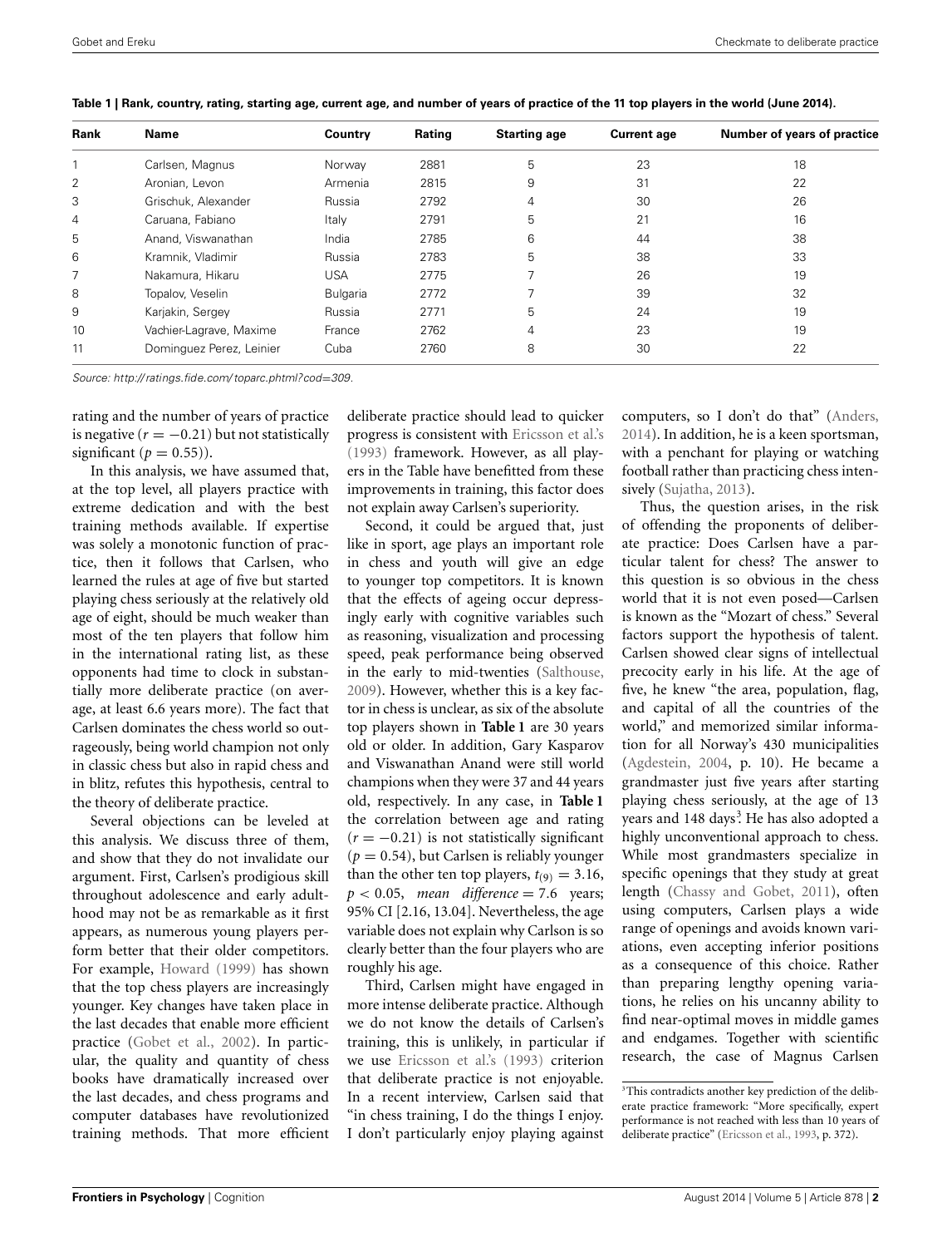**Table 1 | Rank, country, rating, starting age, current age, and number of years of practice of the 11 top players in the world (June 2014).**

| Rank | Name | Country | Rating | Starting age | Current age | Number of years of practice |
|---|---|---|---|---|---|---|
| 1 | Carlsen, Magnus | Norway | 2881 | 5 | 23 | 18 |
| 2 | Aronian, Levon | Armenia | 2815 | 9 | 31 | 22 |
| 3 | Grischuk, Alexander | Russia | 2792 | 4 | 30 | 26 |
| 4 | Caruana, Fabiano | Italy | 2791 | 5 | 21 | 16 |
| 5 | Anand, Viswanathan | India | 2785 | 6 | 44 | 38 |
| 6 | Kramnik, Vladimir | Russia | 2783 | 5 | 38 | 33 |
| 7 | Nakamura, Hikaru | USA | 2775 | 7 | 26 | 19 |
| 8 | Topalov, Veselin | Bulgaria | 2772 | 7 | 39 | 32 |
| 9 | Karjakin, Sergey | Russia | 2771 | 5 | 24 | 19 |
| 10 | Vachier-Lagrave, Maxime | France | 2762 | 4 | 23 | 19 |
| 11 | Dominguez Perez, Leinier | Cuba | 2760 | 8 | 30 | 22 |

*Source: http://ratings.fide.com/toparc.phtml?cod=309.*

rating and the number of years of practice is negative ($r = -0.21$) but not statistically significant ($p = 0.55$)).

In this analysis, we have assumed that, at the top level, all players practice with extreme dedication and with the best training methods available. If expertise was solely a monotonic function of practice, then it follows that Carlsen, who learned the rules at age of five but started playing chess seriously at the relatively old age of eight, should be much weaker than most of the ten players that follow him in the international rating list, as these opponents had time to clock in substantially more deliberate practice (on average, at least 6.6 years more). The fact that Carlsen dominates the chess world so outrageously, being world champion not only in classic chess but also in rapid chess and in blitz, refutes this hypothesis, central to the theory of deliberate practice.

Several objections can be leveled at this analysis. We discuss three of them, and show that they do not invalidate our argument. First, Carlsen's prodigious skill throughout adolescence and early adulthood may not be as remarkable as it first appears, as numerous young players perform better that their older competitors. For example, Howard (1999) has shown that the top chess players are increasingly younger. Key changes have taken place in the last decades that enable more efficient practice (Gobet et al., 2002). In particular, the quality and quantity of chess books have dramatically increased over the last decades, and chess programs and computer databases have revolutionized training methods. That more efficient deliberate practice should lead to quicker progress is consistent with Ericsson et al.'s (1993) framework. However, as all players in the Table have benefitted from these improvements in training, this factor does not explain away Carlsen's superiority.

Second, it could be argued that, just like in sport, age plays an important role in chess and youth will give an edge to younger top competitors. It is known that the effects of ageing occur depressingly early with cognitive variables such as reasoning, visualization and processing speed, peak performance being observed in the early to mid-twenties (Salthouse, 2009). However, whether this is a key factor in chess is unclear, as six of the absolute top players shown in **Table 1** are 30 years old or older. In addition, Gary Kasparov and Viswanathan Anand were still world champions when they were 37 and 44 years old, respectively. In any case, in **Table 1** the correlation between age and rating ($r = -0.21$) is not statistically significant ($p = 0.54$), but Carlsen is reliably younger than the other ten top players, $t_{(9)} = 3.16$, $p < 0.05$, *mean difference* = 7.6 years; 95% CI [2.16, 13.04]. Nevertheless, the age variable does not explain why Carlson is so clearly better than the four players who are roughly his age.

Third, Carlsen might have engaged in more intense deliberate practice. Although we do not know the details of Carlsen's training, this is unlikely, in particular if we use Ericsson et al.'s (1993) criterion that deliberate practice is not enjoyable. In a recent interview, Carlsen said that "in chess training, I do the things I enjoy. I don't particularly enjoy playing against computers, so I don't do that" (Anders, 2014). In addition, he is a keen sportsman, with a penchant for playing or watching football rather than practicing chess intensively (Sujatha, 2013).

Thus, the question arises, in the risk of offending the proponents of deliberate practice: Does Carlsen have a particular talent for chess? The answer to this question is so obvious in the chess world that it is not even posed—Carlsen is known as the "Mozart of chess." Several factors support the hypothesis of talent. Carlsen showed clear signs of intellectual precocity early in his life. At the age of five, he knew "the area, population, flag, and capital of all the countries of the world," and memorized similar information for all Norway's 430 municipalities (Agdestein, 2004, p. 10). He became a grandmaster just five years after starting playing chess seriously, at the age of 13 years and 148 days[3]. He has also adopted a highly unconventional approach to chess. While most grandmasters specialize in specific openings that they study at great length (Chassy and Gobet, 2011), often using computers, Carlsen plays a wide range of openings and avoids known variations, even accepting inferior positions as a consequence of this choice. Rather than preparing lengthy opening variations, he relies on his uncanny ability to find near-optimal moves in middle games and endgames. Together with scientific research, the case of Magnus Carlsen

[3]This contradicts another key prediction of the deliberate practice framework: "More specifically, expert performance is not reached with less than 10 years of deliberate practice" (Ericsson et al., 1993, p. 372).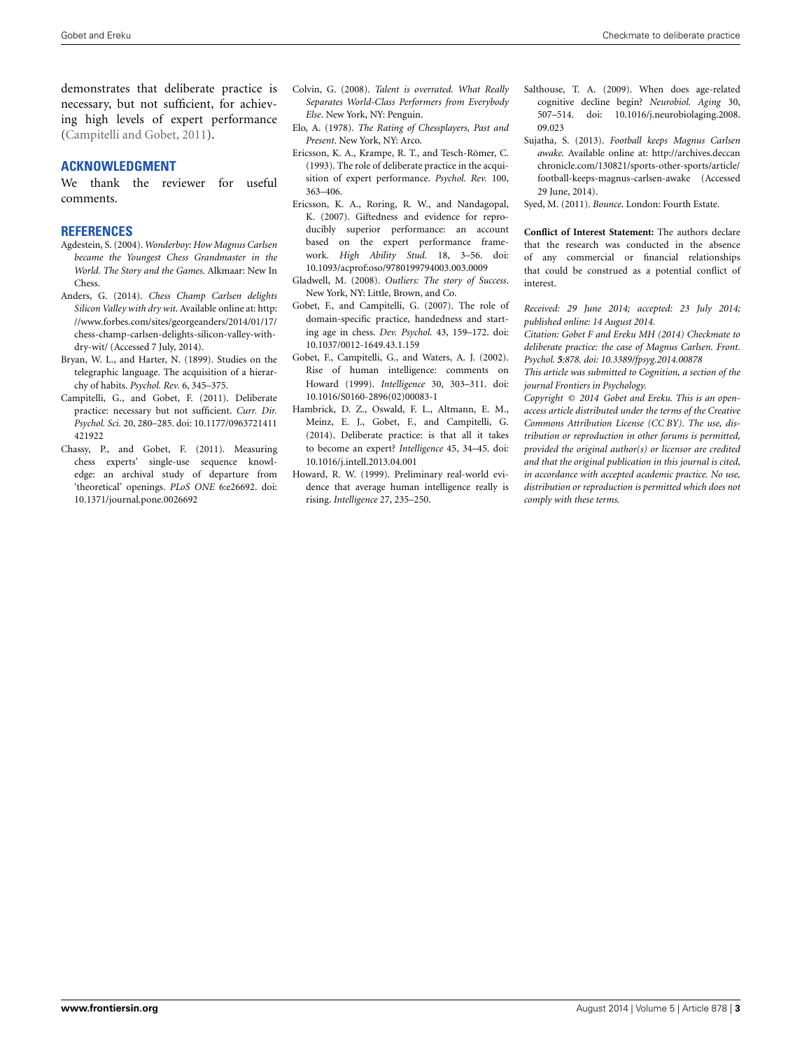demonstrates that deliberate practice is necessary, but not sufficient, for achieving high levels of expert performance (Campitelli and Gobet, 2011).

## ACKNOWLEDGMENT

We thank the reviewer for useful comments.

## REFERENCES

Agdestein, S. (2004). *Wonderboy: How Magnus Carlsen became the Youngest Chess Grandmaster in the World. The Story and the Games*. Alkmaar: New In Chess.

Anders, G. (2014). *Chess Champ Carlsen delights Silicon Valley with dry wit*. Available online at: http://www.forbes.com/sites/georgeanders/2014/01/17/chess-champ-carlsen-delights-silicon-valley-with-dry-wit/ (Accessed 7 July, 2014).

Bryan, W. L., and Harter, N. (1899). Studies on the telegraphic language. The acquisition of a hierarchy of habits. *Psychol. Rev.* 6, 345–375.

Campitelli, G., and Gobet, F. (2011). Deliberate practice: necessary but not sufficient. *Curr. Dir. Psychol. Sci.* 20, 280–285. doi: 10.1177/0963721411421922

Chassy, P., and Gobet, F. (2011). Measuring chess experts' single-use sequence knowledge: an archival study of departure from 'theoretical' openings. *PLoS ONE* 6:e26692. doi: 10.1371/journal.pone.0026692

Colvin, G. (2008). *Talent is overrated. What Really Separates World-Class Performers from Everybody Else*. New York, NY: Penguin.

Elo, A. (1978). *The Rating of Chessplayers, Past and Present*. New York, NY: Arco.

Ericsson, K. A., Krampe, R. T., and Tesch-Römer, C. (1993). The role of deliberate practice in the acquisition of expert performance. *Psychol. Rev.* 100, 363–406.

Ericsson, K. A., Roring, R. W., and Nandagopal, K. (2007). Giftedness and evidence for reproducibly superior performance: an account based on the expert performance framework. *High Ability Stud.* 18, 3–56. doi: 10.1093/acprof:oso/9780199794003.003.0009

Gladwell, M. (2008). *Outliers: The story of Success*. New York, NY: Little, Brown, and Co.

Gobet, F., and Campitelli, G. (2007). The role of domain-specific practice, handedness and starting age in chess. *Dev. Psychol.* 43, 159–172. doi: 10.1037/0012-1649.43.1.159

Gobet, F., Campitelli, G., and Waters, A. J. (2002). Rise of human intelligence: comments on Howard (1999). *Intelligence* 30, 303–311. doi: 10.1016/S0160-2896(02)00083-1

Hambrick, D. Z., Oswald, F. L., Altmann, E. M., Meinz, E. J., Gobet, F., and Campitelli, G. (2014). Deliberate practice: is that all it takes to become an expert? *Intelligence* 45, 34–45. doi: 10.1016/j.intell.2013.04.001

Howard, R. W. (1999). Preliminary real-world evidence that average human intelligence really is rising. *Intelligence* 27, 235–250.

Salthouse, T. A. (2009). When does age-related cognitive decline begin? *Neurobiol. Aging* 30, 507–514. doi: 10.1016/j.neurobiolaging.2008.09.023

Sujatha, S. (2013). *Football keeps Magnus Carlsen awake.* Available online at: http://archives.deccanchronicle.com/130821/sports-other-sports/article/football-keeps-magnus-carlsen-awake (Accessed 29 June, 2014).

Syed, M. (2011). *Bounce*. London: Fourth Estate.

**Conflict of Interest Statement:** The authors declare that the research was conducted in the absence of any commercial or financial relationships that could be construed as a potential conflict of interest.

*Received: 29 June 2014; accepted: 23 July 2014; published online: 14 August 2014.*

*Citation: Gobet F and Ereku MH (2014) Checkmate to deliberate practice: the case of Magnus Carlsen. Front. Psychol. **5**:878. doi: 10.3389/fpsyg.2014.00878*

*This article was submitted to Cognition, a section of the journal Frontiers in Psychology.*

*Copyright © 2014 Gobet and Ereku. This is an open-access article distributed under the terms of the Creative Commons Attribution License (CC BY). The use, distribution or reproduction in other forums is permitted, provided the original author(s) or licensor are credited and that the original publication in this journal is cited, in accordance with accepted academic practice. No use, distribution or reproduction is permitted which does not comply with these terms.*